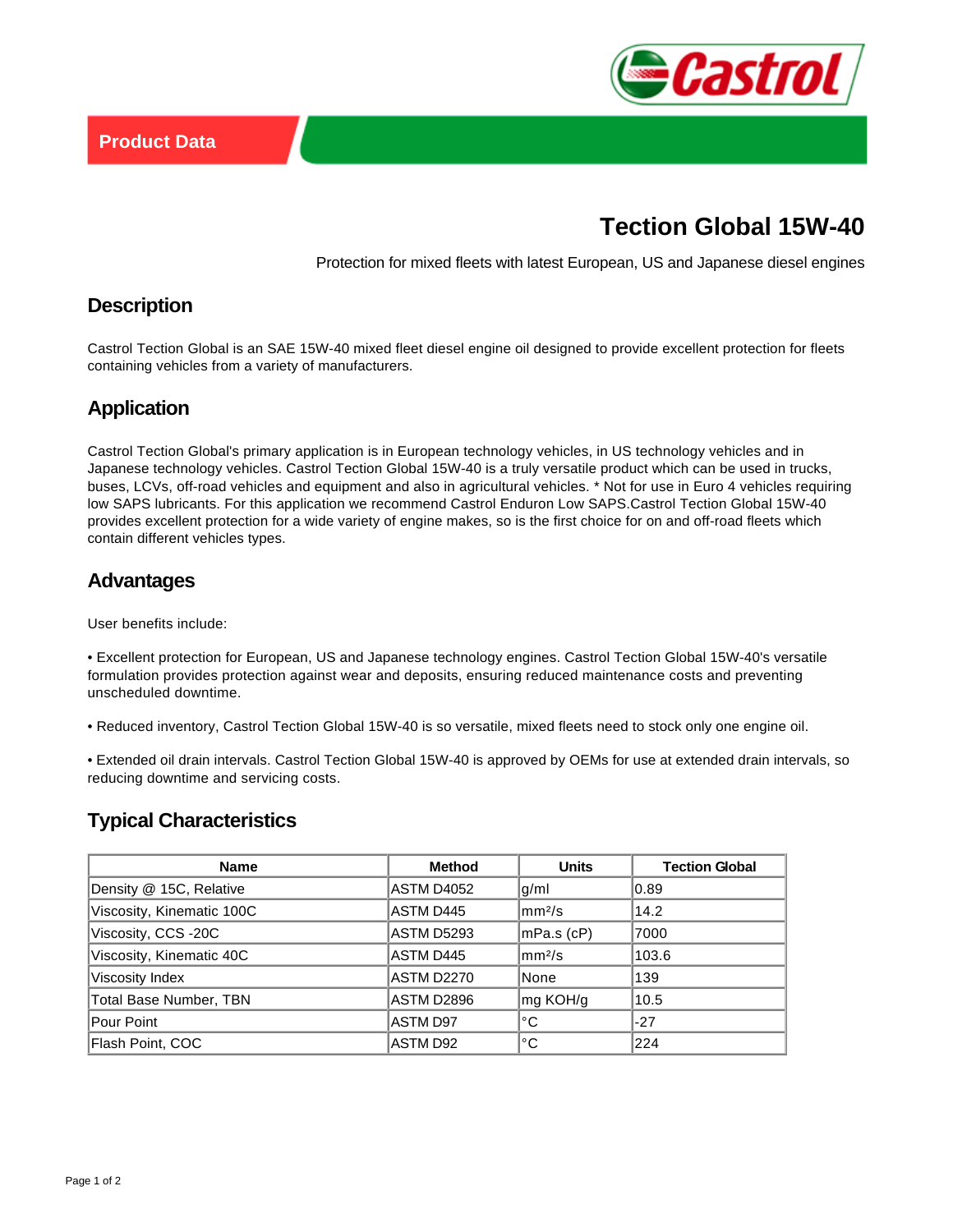Product Data

# Tection Global 15W-40

Protection for mixed fleets with latest European, US and Japanese diesel engines

## Description

Castrol Tection Global is an SAE 15W-40 mixed fleet diesel engine oil designed to provide excellent protection for fleets containing vehicles from a variety of manufacturers.

## Application

Castrol Tection Global's primary application is in European technology vehicles, in US technology vehicles and in Japanese technology vehicles. Castrol Tection Global 15W-40 is a truly versatile product which can be used in trucks, buses, LCVs, off-road vehicles and equipment and also in agricultural vehicles. * Not for use in Euro 4 vehicles requiring low SAPS lubricants. For this application we recommend Castrol Enduron Low SAPS.Castrol Tection Global 15W-40 provides excellent protection for a wide variety of engine makes, so is the first choice for on and off-road fleets which contain different vehicles types.

## Advantages

User benefits include:

• Excellent protection for European, US and Japanese technology engines. Castrol Tection Global 15W-40's versatile formulation provides protection against wear and deposits, ensuring reduced maintenance costs and preventing unscheduled downtime.

• Reduced inventory, Castrol Tection Global 15W-40 is so versatile, mixed fleets need to stock only one engine oil.

• Extended oil drain intervals. Castrol Tection Global 15W-40 is approved by OEMs for use at extended drain intervals, so reducing downtime and servicing costs.

## Typical Characteristics

| Name | Method | Units | Tection Global |
|---|---|---|---|
| Density @ 15C, Relative | ASTM D4052 | g/ml | 0.89 |
| Viscosity, Kinematic 100C | ASTM D445 | $mm^2/s$ | 14.2 |
| Viscosity, CCS -20C | ASTM D5293 | mPa.s (cP) | 7000 |
| Viscosity, Kinematic 40C | ASTM D445 | $mm^2/s$ | 103.6 |
| Viscosity Index | ASTM D2270 | None | 139 |
| Total Base Number, TBN | ASTM D2896 | mg KOH/g | 10.5 |
| Pour Point | ASTM D97 | °C | -27 |
| Flash Point, COC | ASTM D92 | °C | 224 |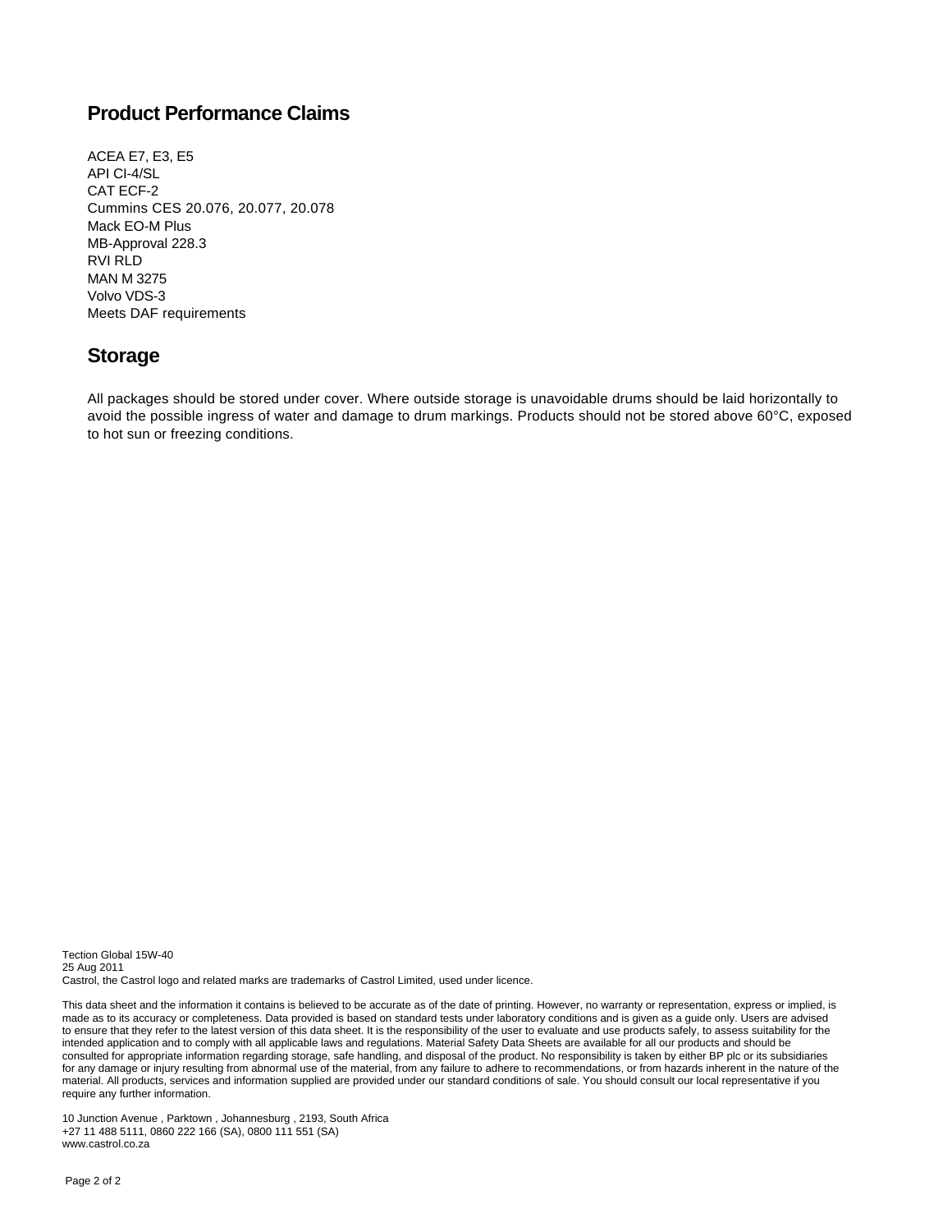## Product Performance Claims

ACEA E7, E3, E5
API CI-4/SL
CAT ECF-2
Cummins CES 20.076, 20.077, 20.078
Mack EO-M Plus
MB-Approval 228.3
RVI RLD
MAN M 3275
Volvo VDS-3
Meets DAF requirements

## Storage

All packages should be stored under cover. Where outside storage is unavoidable drums should be laid horizontally to avoid the possible ingress of water and damage to drum markings. Products should not be stored above 60°C, exposed to hot sun or freezing conditions.

Tection Global 15W-40
25 Aug 2011
Castrol, the Castrol logo and related marks are trademarks of Castrol Limited, used under licence.

This data sheet and the information it contains is believed to be accurate as of the date of printing. However, no warranty or representation, express or implied, is made as to its accuracy or completeness. Data provided is based on standard tests under laboratory conditions and is given as a guide only. Users are advised to ensure that they refer to the latest version of this data sheet. It is the responsibility of the user to evaluate and use products safely, to assess suitability for the intended application and to comply with all applicable laws and regulations. Material Safety Data Sheets are available for all our products and should be consulted for appropriate information regarding storage, safe handling, and disposal of the product. No responsibility is taken by either BP plc or its subsidiaries for any damage or injury resulting from abnormal use of the material, from any failure to adhere to recommendations, or from hazards inherent in the nature of the material. All products, services and information supplied are provided under our standard conditions of sale. You should consult our local representative if you require any further information.

10 Junction Avenue , Parktown , Johannesburg , 2193, South Africa
+27 11 488 5111, 0860 222 166 (SA), 0800 111 551 (SA)
www.castrol.co.za